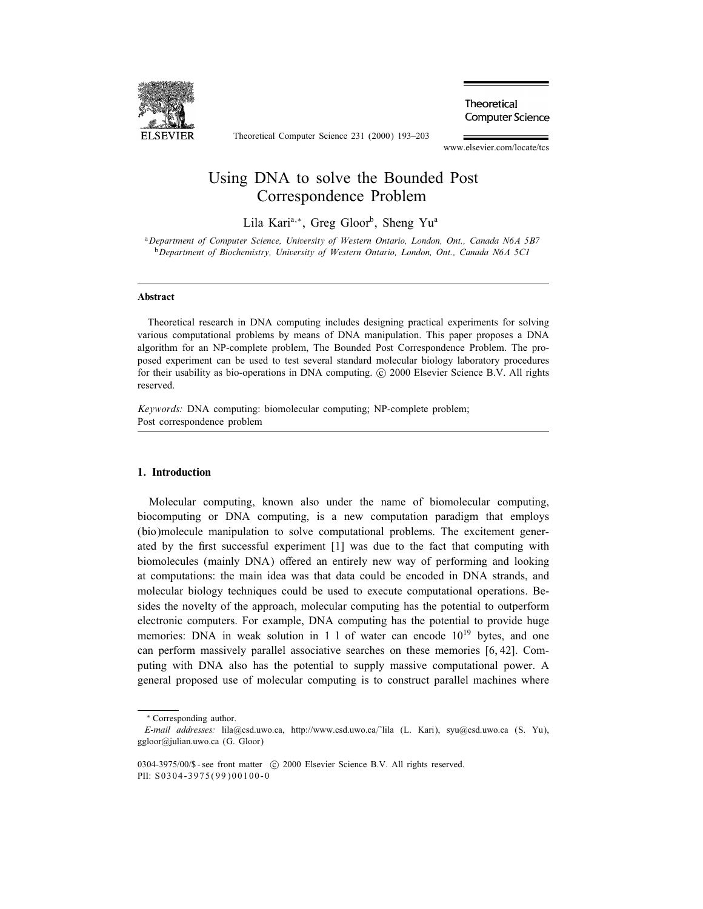# Using DNA to solve the Bounded Post Correspondence Problem

Lila Kari[a,*], Greg Gloor[b], Sheng Yu[a]

[a] *Department of Computer Science, University of Western Ontario, London, Ont., Canada N6A 5B7*
[b] *Department of Biochemistry, University of Western Ontario, London, Ont., Canada N6A 5C1*

---

**Abstract**

Theoretical research in DNA computing includes designing practical experiments for solving various computational problems by means of DNA manipulation. This paper proposes a DNA algorithm for an NP-complete problem, The Bounded Post Correspondence Problem. The proposed experiment can be used to test several standard molecular biology laboratory procedures for their usability as bio-operations in DNA computing. © 2000 Elsevier Science B.V. All rights reserved.

*Keywords:* DNA computing: biomolecular computing; NP-complete problem; Post correspondence problem

---

## 1. Introduction

Molecular computing, known also under the name of biomolecular computing, biocomputing or DNA computing, is a new computation paradigm that employs (bio)molecule manipulation to solve computational problems. The excitement generated by the first successful experiment [1] was due to the fact that computing with biomolecules (mainly DNA) offered an entirely new way of performing and looking at computations: the main idea was that data could be encoded in DNA strands, and molecular biology techniques could be used to execute computational operations. Besides the novelty of the approach, molecular computing has the potential to outperform electronic computers. For example, DNA computing has the potential to provide huge memories: DNA in weak solution in 1 l of water can encode $10^{19}$ bytes, and one can perform massively parallel associative searches on these memories [6, 42]. Computing with DNA also has the potential to supply massive computational power. A general proposed use of molecular computing is to construct parallel machines where

---

\* Corresponding author.
*E-mail addresses:* lila@csd.uwo.ca, http://www.csd.uwo.ca/~lila (L. Kari), syu@csd.uwo.ca (S. Yu), ggloor@julian.uwo.ca (G. Gloor)

0304-3975/00/$ - see front matter © 2000 Elsevier Science B.V. All rights reserved.
PII: S0304-3975(99)00100-0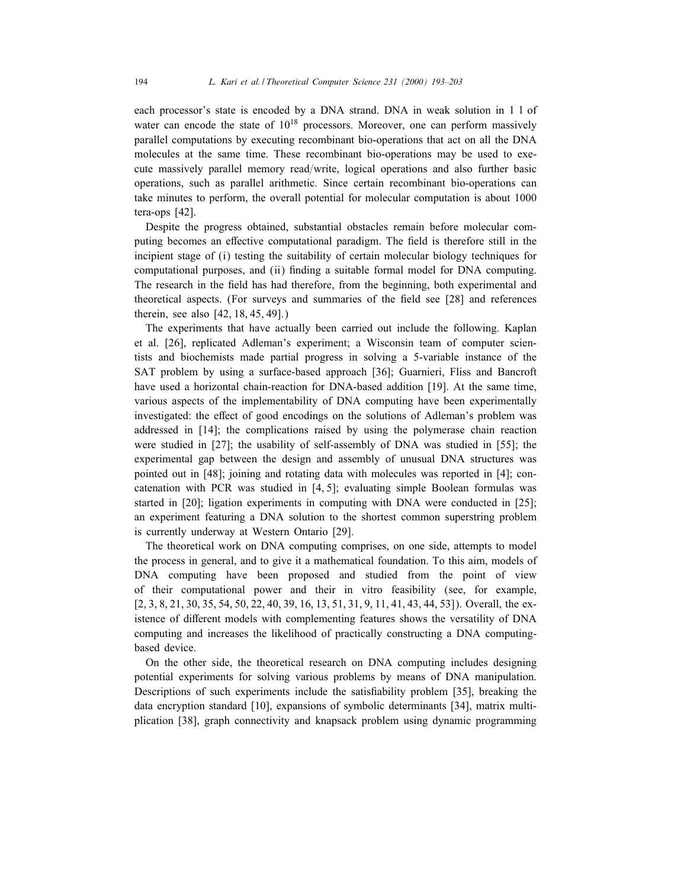each processor's state is encoded by a DNA strand. DNA in weak solution in 1 l of water can encode the state of $10^{18}$ processors. Moreover, one can perform massively parallel computations by executing recombinant bio-operations that act on all the DNA molecules at the same time. These recombinant bio-operations may be used to execute massively parallel memory read/write, logical operations and also further basic operations, such as parallel arithmetic. Since certain recombinant bio-operations can take minutes to perform, the overall potential for molecular computation is about 1000 tera-ops [42].

Despite the progress obtained, substantial obstacles remain before molecular computing becomes an effective computational paradigm. The field is therefore still in the incipient stage of (i) testing the suitability of certain molecular biology techniques for computational purposes, and (ii) finding a suitable formal model for DNA computing. The research in the field has had therefore, from the beginning, both experimental and theoretical aspects. (For surveys and summaries of the field see [28] and references therein, see also [42, 18, 45, 49].)

The experiments that have actually been carried out include the following. Kaplan et al. [26], replicated Adleman's experiment; a Wisconsin team of computer scientists and biochemists made partial progress in solving a 5-variable instance of the SAT problem by using a surface-based approach [36]; Guarnieri, Fliss and Bancroft have used a horizontal chain-reaction for DNA-based addition [19]. At the same time, various aspects of the implementability of DNA computing have been experimentally investigated: the effect of good encodings on the solutions of Adleman's problem was addressed in [14]; the complications raised by using the polymerase chain reaction were studied in [27]; the usability of self-assembly of DNA was studied in [55]; the experimental gap between the design and assembly of unusual DNA structures was pointed out in [48]; joining and rotating data with molecules was reported in [4]; concatenation with PCR was studied in [4, 5]; evaluating simple Boolean formulas was started in [20]; ligation experiments in computing with DNA were conducted in [25]; an experiment featuring a DNA solution to the shortest common superstring problem is currently underway at Western Ontario [29].

The theoretical work on DNA computing comprises, on one side, attempts to model the process in general, and to give it a mathematical foundation. To this aim, models of DNA computing have been proposed and studied from the point of view of their computational power and their in vitro feasibility (see, for example, [2, 3, 8, 21, 30, 35, 54, 50, 22, 40, 39, 16, 13, 51, 31, 9, 11, 41, 43, 44, 53]). Overall, the existence of different models with complementing features shows the versatility of DNA computing and increases the likelihood of practically constructing a DNA computing-based device.

On the other side, the theoretical research on DNA computing includes designing potential experiments for solving various problems by means of DNA manipulation. Descriptions of such experiments include the satisfiability problem [35], breaking the data encryption standard [10], expansions of symbolic determinants [34], matrix multiplication [38], graph connectivity and knapsack problem using dynamic programming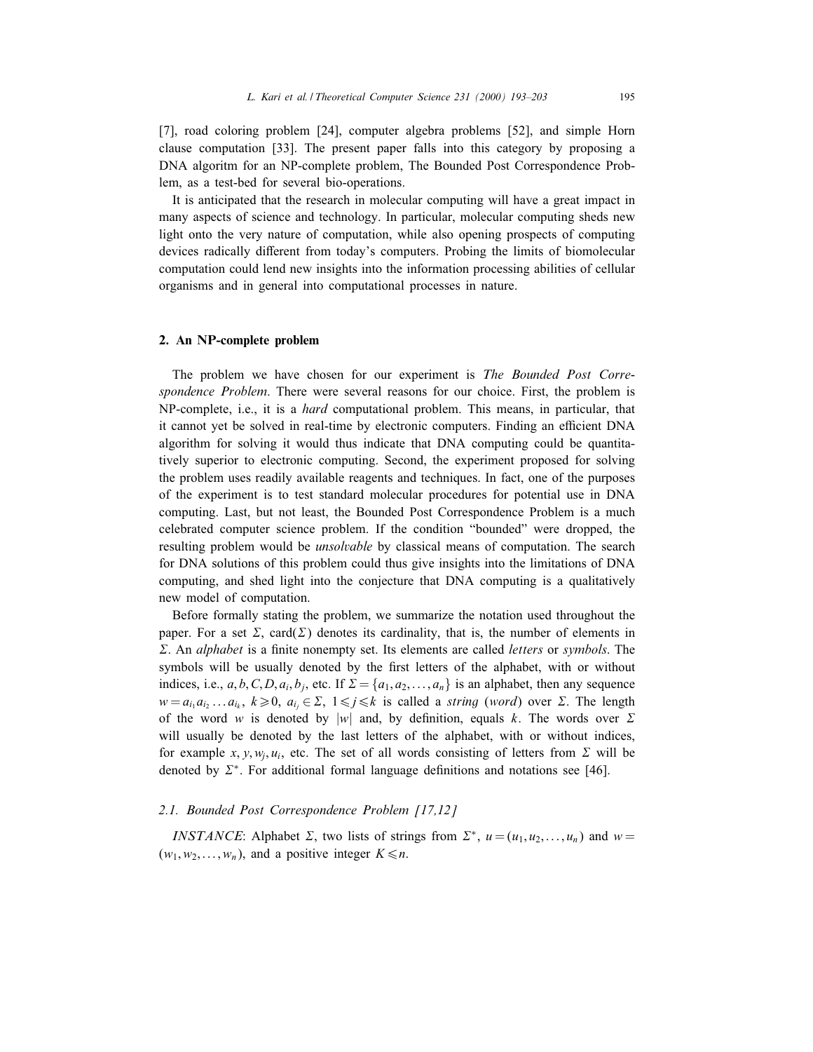[7], road coloring problem [24], computer algebra problems [52], and simple Horn clause computation [33]. The present paper falls into this category by proposing a DNA algoritm for an NP-complete problem, The Bounded Post Correspondence Problem, as a test-bed for several bio-operations.

It is anticipated that the research in molecular computing will have a great impact in many aspects of science and technology. In particular, molecular computing sheds new light onto the very nature of computation, while also opening prospects of computing devices radically different from today's computers. Probing the limits of biomolecular computation could lend new insights into the information processing abilities of cellular organisms and in general into computational processes in nature.

## 2. An NP-complete problem

The problem we have chosen for our experiment is *The Bounded Post Correspondence Problem*. There were several reasons for our choice. First, the problem is NP-complete, i.e., it is a *hard* computational problem. This means, in particular, that it cannot yet be solved in real-time by electronic computers. Finding an efficient DNA algorithm for solving it would thus indicate that DNA computing could be quantitatively superior to electronic computing. Second, the experiment proposed for solving the problem uses readily available reagents and techniques. In fact, one of the purposes of the experiment is to test standard molecular procedures for potential use in DNA computing. Last, but not least, the Bounded Post Correspondence Problem is a much celebrated computer science problem. If the condition "bounded" were dropped, the resulting problem would be *unsolvable* by classical means of computation. The search for DNA solutions of this problem could thus give insights into the limitations of DNA computing, and shed light into the conjecture that DNA computing is a qualitatively new model of computation.

Before formally stating the problem, we summarize the notation used throughout the paper. For a set $\Sigma$, $\mathrm{card}(\Sigma)$ denotes its cardinality, that is, the number of elements in $\Sigma$. An *alphabet* is a finite nonempty set. Its elements are called *letters* or *symbols*. The symbols will be usually denoted by the first letters of the alphabet, with or without indices, i.e., $a, b, C, D, a_i, b_j$, etc. If $\Sigma = \{a_1, a_2, \ldots, a_n\}$ is an alphabet, then any sequence $w = a_{i_1} a_{i_2} \ldots a_{i_k}$, $k \geqslant 0$, $a_{i_j} \in \Sigma$, $1 \leqslant j \leqslant k$ is called a *string* (*word*) over $\Sigma$. The length of the word $w$ is denoted by $|w|$ and, by definition, equals $k$. The words over $\Sigma$ will usually be denoted by the last letters of the alphabet, with or without indices, for example $x, y, w_j, u_i$, etc. The set of all words consisting of letters from $\Sigma$ will be denoted by $\Sigma^*$. For additional formal language definitions and notations see [46].

### 2.1. Bounded Post Correspondence Problem [17,12]

*INSTANCE*: Alphabet $\Sigma$, two lists of strings from $\Sigma^*$, $u = (u_1, u_2, \ldots, u_n)$ and $w = (w_1, w_2, \ldots, w_n)$, and a positive integer $K \leqslant n$.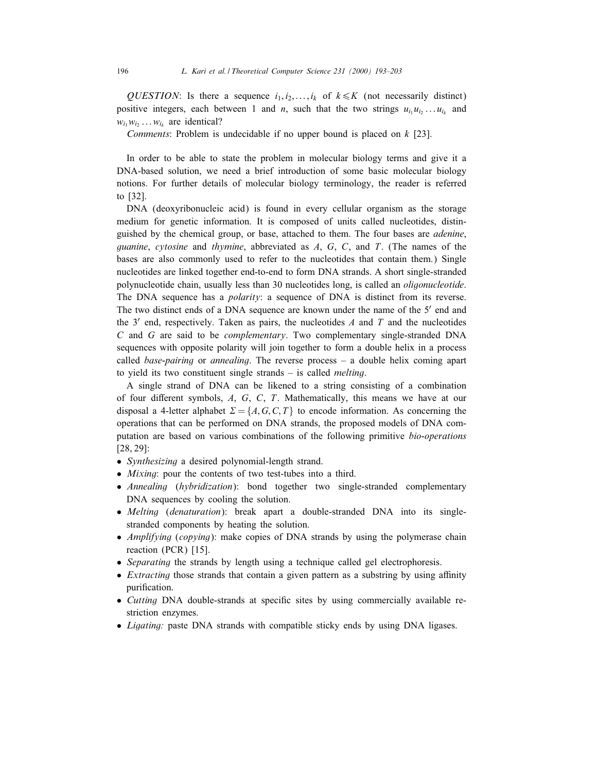*QUESTION*: Is there a sequence $i_1, i_2, \ldots, i_k$ of $k \leqslant K$ (not necessarily distinct) positive integers, each between 1 and $n$, such that the two strings $u_{i_1} u_{i_2} \ldots u_{i_k}$ and $w_{i_1} w_{i_2} \ldots w_{i_k}$ are identical?

*Comments*: Problem is undecidable if no upper bound is placed on $k$ [23].

In order to be able to state the problem in molecular biology terms and give it a DNA-based solution, we need a brief introduction of some basic molecular biology notions. For further details of molecular biology terminology, the reader is referred to [32].

DNA (deoxyribonucleic acid) is found in every cellular organism as the storage medium for genetic information. It is composed of units called nucleotides, distinguished by the chemical group, or base, attached to them. The four bases are *adenine*, *guanine*, *cytosine* and *thymine*, abbreviated as $A$, $G$, $C$, and $T$. (The names of the bases are also commonly used to refer to the nucleotides that contain them.) Single nucleotides are linked together end-to-end to form DNA strands. A short single-stranded polynucleotide chain, usually less than 30 nucleotides long, is called an *oligonucleotide*. The DNA sequence has a *polarity*: a sequence of DNA is distinct from its reverse. The two distinct ends of a DNA sequence are known under the name of the $5'$ end and the $3'$ end, respectively. Taken as pairs, the nucleotides $A$ and $T$ and the nucleotides $C$ and $G$ are said to be *complementary*. Two complementary single-stranded DNA sequences with opposite polarity will join together to form a double helix in a process called *base-pairing* or *annealing*. The reverse process – a double helix coming apart to yield its two constituent single strands – is called *melting*.

A single strand of DNA can be likened to a string consisting of a combination of four different symbols, $A$, $G$, $C$, $T$. Mathematically, this means we have at our disposal a 4-letter alphabet $\Sigma = \{A, G, C, T\}$ to encode information. As concerning the operations that can be performed on DNA strands, the proposed models of DNA computation are based on various combinations of the following primitive *bio-operations* [28, 29]:

- *Synthesizing* a desired polynomial-length strand.
- *Mixing*: pour the contents of two test-tubes into a third.
- *Annealing* (*hybridization*): bond together two single-stranded complementary DNA sequences by cooling the solution.
- *Melting* (*denaturation*): break apart a double-stranded DNA into its single-stranded components by heating the solution.
- *Amplifying* (*copying*): make copies of DNA strands by using the polymerase chain reaction (PCR) [15].
- *Separating* the strands by length using a technique called gel electrophoresis.
- *Extracting* those strands that contain a given pattern as a substring by using affinity purification.
- *Cutting* DNA double-strands at specific sites by using commercially available restriction enzymes.
- *Ligating:* paste DNA strands with compatible sticky ends by using DNA ligases.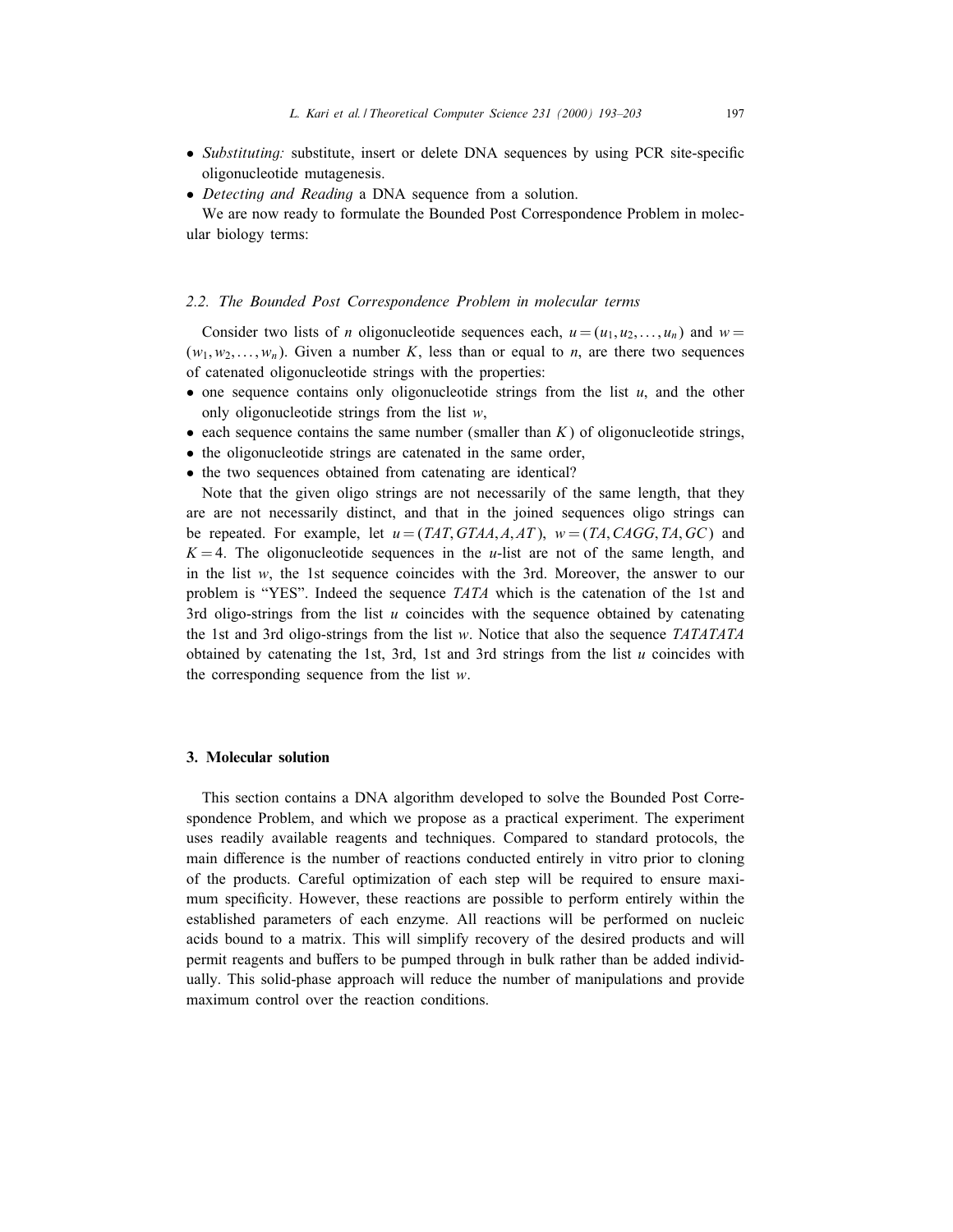- *Substituting:* substitute, insert or delete DNA sequences by using PCR site-specific oligonucleotide mutagenesis.
- *Detecting and Reading* a DNA sequence from a solution.

We are now ready to formulate the Bounded Post Correspondence Problem in molecular biology terms:

### 2.2. The Bounded Post Correspondence Problem in molecular terms

Consider two lists of $n$ oligonucleotide sequences each, $u = (u_1, u_2, \ldots, u_n)$ and $w = (w_1, w_2, \ldots, w_n)$. Given a number $K$, less than or equal to $n$, are there two sequences of catenated oligonucleotide strings with the properties:

- one sequence contains only oligonucleotide strings from the list $u$, and the other only oligonucleotide strings from the list $w$,
- each sequence contains the same number (smaller than $K$) of oligonucleotide strings,
- the oligonucleotide strings are catenated in the same order,
- the two sequences obtained from catenating are identical?

Note that the given oligo strings are not necessarily of the same length, that they are are not necessarily distinct, and that in the joined sequences oligo strings can be repeated. For example, let $u = (TAT, GTAA, A, AT)$, $w = (TA, CAGG, TA, GC)$ and $K = 4$. The oligonucleotide sequences in the $u$-list are not of the same length, and in the list $w$, the 1st sequence coincides with the 3rd. Moreover, the answer to our problem is "YES". Indeed the sequence *TATA* which is the catenation of the 1st and 3rd oligo-strings from the list $u$ coincides with the sequence obtained by catenating the 1st and 3rd oligo-strings from the list $w$. Notice that also the sequence *TATATATA* obtained by catenating the 1st, 3rd, 1st and 3rd strings from the list $u$ coincides with the corresponding sequence from the list $w$.

## 3. Molecular solution

This section contains a DNA algorithm developed to solve the Bounded Post Correspondence Problem, and which we propose as a practical experiment. The experiment uses readily available reagents and techniques. Compared to standard protocols, the main difference is the number of reactions conducted entirely in vitro prior to cloning of the products. Careful optimization of each step will be required to ensure maximum specificity. However, these reactions are possible to perform entirely within the established parameters of each enzyme. All reactions will be performed on nucleic acids bound to a matrix. This will simplify recovery of the desired products and will permit reagents and buffers to be pumped through in bulk rather than be added individually. This solid-phase approach will reduce the number of manipulations and provide maximum control over the reaction conditions.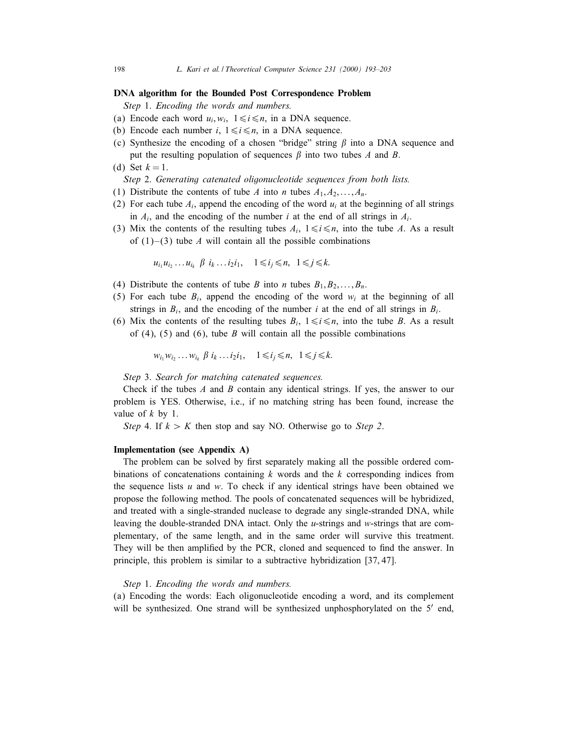**DNA algorithm for the Bounded Post Correspondence Problem**

*Step* 1. *Encoding the words and numbers.*

(a) Encode each word $u_i, w_i$, $1 \leqslant i \leqslant n$, in a DNA sequence.

(b) Encode each number $i$, $1 \leqslant i \leqslant n$, in a DNA sequence.

(c) Synthesize the encoding of a chosen "bridge" string $\beta$ into a DNA sequence and put the resulting population of sequences $\beta$ into two tubes $A$ and $B$.

(d) Set $k = 1$.

*Step* 2. *Generating catenated oligonucleotide sequences from both lists.*

(1) Distribute the contents of tube $A$ into $n$ tubes $A_1, A_2, \ldots, A_n$.

(2) For each tube $A_i$, append the encoding of the word $u_i$ at the beginning of all strings in $A_i$, and the encoding of the number $i$ at the end of all strings in $A_i$.

(3) Mix the contents of the resulting tubes $A_i$, $1 \leqslant i \leqslant n$, into the tube $A$. As a result of (1)–(3) tube $A$ will contain all the possible combinations

$$u_{i_1}u_{i_2}\ldots u_{i_k}\ \beta\ i_k \ldots i_2 i_1, \quad 1 \leqslant i_j \leqslant n,\ 1 \leqslant j \leqslant k.$$

(4) Distribute the contents of tube $B$ into $n$ tubes $B_1, B_2, \ldots, B_n$.

(5) For each tube $B_i$, append the encoding of the word $w_i$ at the beginning of all strings in $B_i$, and the encoding of the number $i$ at the end of all strings in $B_i$.

(6) Mix the contents of the resulting tubes $B_i$, $1 \leqslant i \leqslant n$, into the tube $B$. As a result of (4), (5) and (6), tube $B$ will contain all the possible combinations

$$w_{i_1}w_{i_2}\ldots w_{i_k}\ \beta\ i_k \ldots i_2 i_1, \quad 1 \leqslant i_j \leqslant n,\ 1 \leqslant j \leqslant k.$$

*Step* 3. *Search for matching catenated sequences.*

Check if the tubes $A$ and $B$ contain any identical strings. If yes, the answer to our problem is YES. Otherwise, i.e., if no matching string has been found, increase the value of $k$ by 1.

*Step* 4. If $k > K$ then stop and say NO. Otherwise go to *Step 2*.

**Implementation (see Appendix A)**

The problem can be solved by first separately making all the possible ordered combinations of concatenations containing $k$ words and the $k$ corresponding indices from the sequence lists $u$ and $w$. To check if any identical strings have been obtained we propose the following method. The pools of concatenated sequences will be hybridized, and treated with a single-stranded nuclease to degrade any single-stranded DNA, while leaving the double-stranded DNA intact. Only the $u$-strings and $w$-strings that are complementary, of the same length, and in the same order will survive this treatment. They will be then amplified by the PCR, cloned and sequenced to find the answer. In principle, this problem is similar to a subtractive hybridization [37, 47].

*Step* 1. *Encoding the words and numbers.*

(a) Encoding the words: Each oligonucleotide encoding a word, and its complement will be synthesized. One strand will be synthesized unphosphorylated on the $5'$ end,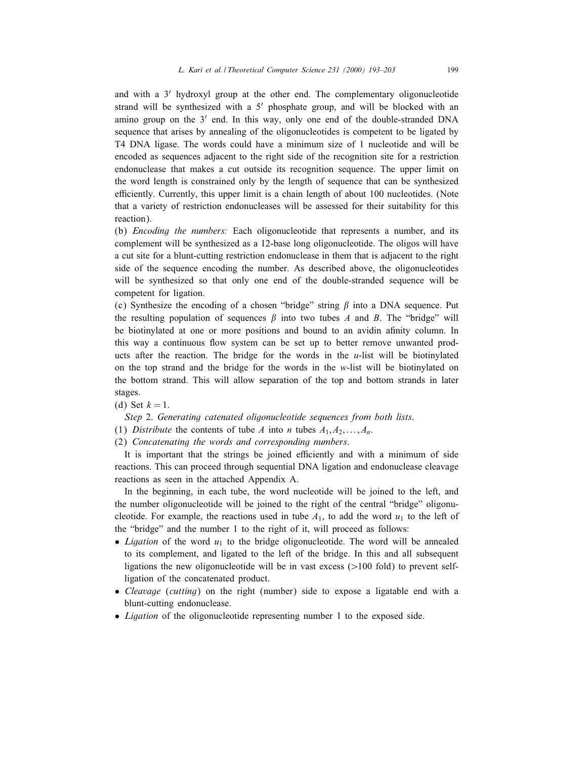and with a $3'$ hydroxyl group at the other end. The complementary oligonucleotide strand will be synthesized with a $5'$ phosphate group, and will be blocked with an amino group on the $3'$ end. In this way, only one end of the double-stranded DNA sequence that arises by annealing of the oligonucleotides is competent to be ligated by T4 DNA ligase. The words could have a minimum size of 1 nucleotide and will be encoded as sequences adjacent to the right side of the recognition site for a restriction endonuclease that makes a cut outside its recognition sequence. The upper limit on the word length is constrained only by the length of sequence that can be synthesized efficiently. Currently, this upper limit is a chain length of about 100 nucleotides. (Note that a variety of restriction endonucleases will be assessed for their suitability for this reaction).

(b) *Encoding the numbers:* Each oligonucleotide that represents a number, and its complement will be synthesized as a 12-base long oligonucleotide. The oligos will have a cut site for a blunt-cutting restriction endonuclease in them that is adjacent to the right side of the sequence encoding the number. As described above, the oligonucleotides will be synthesized so that only one end of the double-stranded sequence will be competent for ligation.

(c) Synthesize the encoding of a chosen "bridge" string $\beta$ into a DNA sequence. Put the resulting population of sequences $\beta$ into two tubes $A$ and $B$. The "bridge" will be biotinylated at one or more positions and bound to an avidin affinity column. In this way a continuous flow system can be set up to better remove unwanted products after the reaction. The bridge for the words in the $u$-list will be biotinylated on the top strand and the bridge for the words in the $w$-list will be biotinylated on the bottom strand. This will allow separation of the top and bottom strands in later stages.

(d) Set $k = 1$.

*Step* 2. *Generating catenated oligonucleotide sequences from both lists.*

(1) *Distribute* the contents of tube $A$ into $n$ tubes $A_1, A_2, \ldots, A_n$.

(2) *Concatenating the words and corresponding numbers.*

It is important that the strings be joined efficiently and with a minimum of side reactions. This can proceed through sequential DNA ligation and endonuclease cleavage reactions as seen in the attached Appendix A.

In the beginning, in each tube, the word nucleotide will be joined to the left, and the number oligonucleotide will be joined to the right of the central "bridge" oligonucleotide. For example, the reactions used in tube $A_1$, to add the word $u_1$ to the left of the "bridge" and the number 1 to the right of it, will proceed as follows:

- *Ligation* of the word $u_1$ to the bridge oligonucleotide. The word will be annealed to its complement, and ligated to the left of the bridge. In this and all subsequent ligations the new oligonucleotide will be in vast excess (>100 fold) to prevent self-ligation of the concatenated product.
- *Cleavage* (*cutting*) on the right (number) side to expose a ligatable end with a blunt-cutting endonuclease.
- *Ligation* of the oligonucleotide representing number 1 to the exposed side.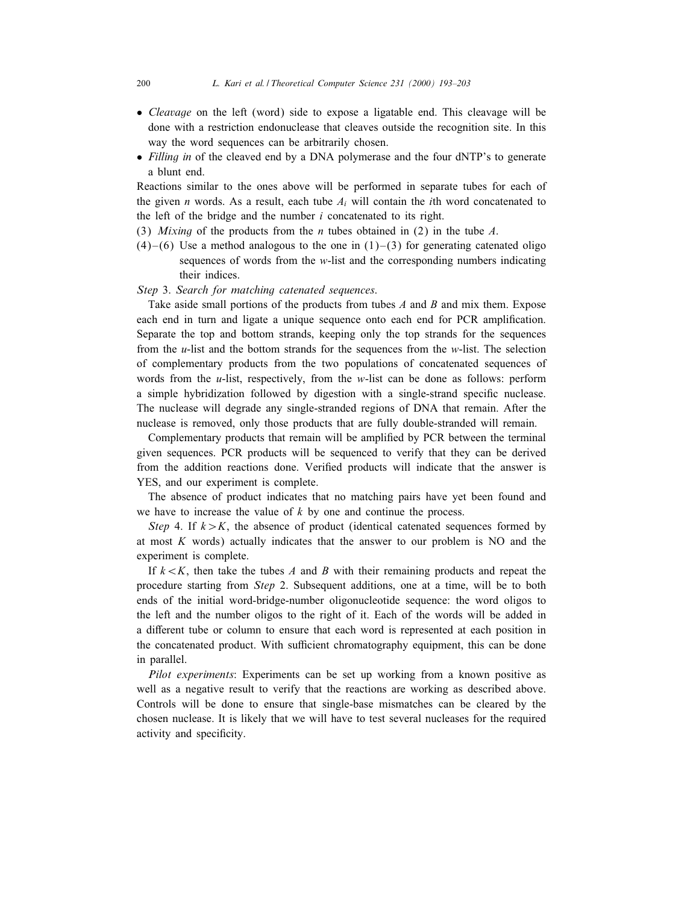- *Cleavage* on the left (word) side to expose a ligatable end. This cleavage will be done with a restriction endonuclease that cleaves outside the recognition site. In this way the word sequences can be arbitrarily chosen.
- *Filling in* of the cleaved end by a DNA polymerase and the four dNTP's to generate a blunt end.

Reactions similar to the ones above will be performed in separate tubes for each of the given $n$ words. As a result, each tube $A_i$ will contain the $i$th word concatenated to the left of the bridge and the number $i$ concatenated to its right.

(3) *Mixing* of the products from the $n$ tubes obtained in (2) in the tube $A$.

(4)–(6) Use a method analogous to the one in (1)–(3) for generating catenated oligo sequences of words from the $w$-list and the corresponding numbers indicating their indices.

*Step* 3. *Search for matching catenated sequences.*

Take aside small portions of the products from tubes $A$ and $B$ and mix them. Expose each end in turn and ligate a unique sequence onto each end for PCR amplification. Separate the top and bottom strands, keeping only the top strands for the sequences from the $u$-list and the bottom strands for the sequences from the $w$-list. The selection of complementary products from the two populations of concatenated sequences of words from the $u$-list, respectively, from the $w$-list can be done as follows: perform a simple hybridization followed by digestion with a single-strand specific nuclease. The nuclease will degrade any single-stranded regions of DNA that remain. After the nuclease is removed, only those products that are fully double-stranded will remain.

Complementary products that remain will be amplified by PCR between the terminal given sequences. PCR products will be sequenced to verify that they can be derived from the addition reactions done. Verified products will indicate that the answer is YES, and our experiment is complete.

The absence of product indicates that no matching pairs have yet been found and we have to increase the value of $k$ by one and continue the process.

*Step* 4. If $k > K$, the absence of product (identical catenated sequences formed by at most $K$ words) actually indicates that the answer to our problem is NO and the experiment is complete.

If $k < K$, then take the tubes $A$ and $B$ with their remaining products and repeat the procedure starting from *Step* 2. Subsequent additions, one at a time, will be to both ends of the initial word-bridge-number oligonucleotide sequence: the word oligos to the left and the number oligos to the right of it. Each of the words will be added in a different tube or column to ensure that each word is represented at each position in the concatenated product. With sufficient chromatography equipment, this can be done in parallel.

*Pilot experiments*: Experiments can be set up working from a known positive as well as a negative result to verify that the reactions are working as described above. Controls will be done to ensure that single-base mismatches can be cleared by the chosen nuclease. It is likely that we will have to test several nucleases for the required activity and specificity.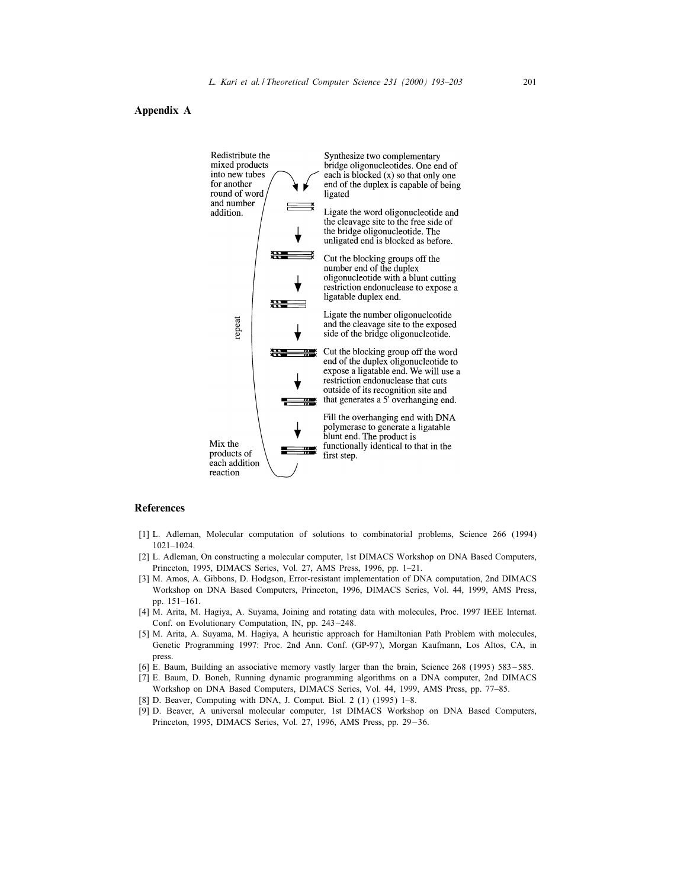## Appendix A

Redistribute the mixed products into new tubes for another round of word and number addition.

Synthesize two complementary bridge oligonucleotides. One end of each is blocked (x) so that only one end of the duplex is capable of being ligated

Ligate the word oligonucleotide and the cleavage site to the free side of the bridge oligonucleotide. The unligated end is blocked as before.

Cut the blocking groups off the number end of the duplex oligonucleotide with a blunt cutting restriction endonuclease to expose a ligatable duplex end.

Ligate the number oligonucleotide and the cleavage site to the exposed side of the bridge oligonucleotide.

Cut the blocking group off the word end of the duplex oligonucleotide to expose a ligatable end. We will use a restriction endonuclease that cuts outside of its recognition site and that generates a 5' overhanging end.

Fill the overhanging end with DNA polymerase to generate a ligatable blunt end. The product is functionally identical to that in the first step.

repeat

Mix the products of each addition reaction

## References

[1] L. Adleman, Molecular computation of solutions to combinatorial problems, Science 266 (1994) 1021–1024.

[2] L. Adleman, On constructing a molecular computer, 1st DIMACS Workshop on DNA Based Computers, Princeton, 1995, DIMACS Series, Vol. 27, AMS Press, 1996, pp. 1–21.

[3] M. Amos, A. Gibbons, D. Hodgson, Error-resistant implementation of DNA computation, 2nd DIMACS Workshop on DNA Based Computers, Princeton, 1996, DIMACS Series, Vol. 44, 1999, AMS Press, pp. 151–161.

[4] M. Arita, M. Hagiya, A. Suyama, Joining and rotating data with molecules, Proc. 1997 IEEE Internat. Conf. on Evolutionary Computation, IN, pp. 243–248.

[5] M. Arita, A. Suyama, M. Hagiya, A heuristic approach for Hamiltonian Path Problem with molecules, Genetic Programming 1997: Proc. 2nd Ann. Conf. (GP-97), Morgan Kaufmann, Los Altos, CA, in press.

[6] E. Baum, Building an associative memory vastly larger than the brain, Science 268 (1995) 583–585.

[7] E. Baum, D. Boneh, Running dynamic programming algorithms on a DNA computer, 2nd DIMACS Workshop on DNA Based Computers, DIMACS Series, Vol. 44, 1999, AMS Press, pp. 77–85.

[8] D. Beaver, Computing with DNA, J. Comput. Biol. 2 (1) (1995) 1–8.

[9] D. Beaver, A universal molecular computer, 1st DIMACS Workshop on DNA Based Computers, Princeton, 1995, DIMACS Series, Vol. 27, 1996, AMS Press, pp. 29–36.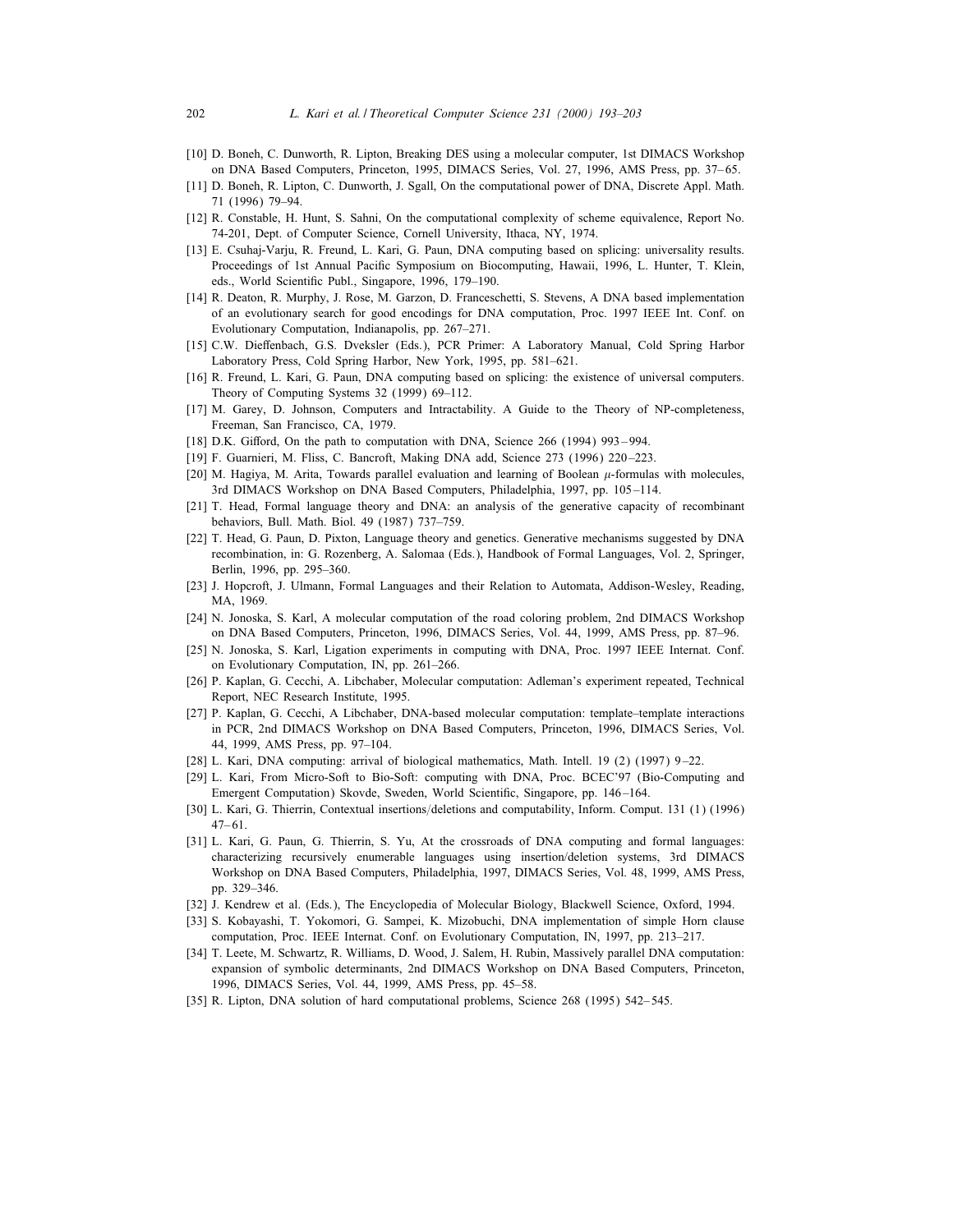[10] D. Boneh, C. Dunworth, R. Lipton, Breaking DES using a molecular computer, 1st DIMACS Workshop on DNA Based Computers, Princeton, 1995, DIMACS Series, Vol. 27, 1996, AMS Press, pp. 37–65.

[11] D. Boneh, R. Lipton, C. Dunworth, J. Sgall, On the computational power of DNA, Discrete Appl. Math. 71 (1996) 79–94.

[12] R. Constable, H. Hunt, S. Sahni, On the computational complexity of scheme equivalence, Report No. 74-201, Dept. of Computer Science, Cornell University, Ithaca, NY, 1974.

[13] E. Csuhaj-Varju, R. Freund, L. Kari, G. Paun, DNA computing based on splicing: universality results. Proceedings of 1st Annual Pacific Symposium on Biocomputing, Hawaii, 1996, L. Hunter, T. Klein, eds., World Scientific Publ., Singapore, 1996, 179–190.

[14] R. Deaton, R. Murphy, J. Rose, M. Garzon, D. Franceschetti, S. Stevens, A DNA based implementation of an evolutionary search for good encodings for DNA computation, Proc. 1997 IEEE Int. Conf. on Evolutionary Computation, Indianapolis, pp. 267–271.

[15] C.W. Dieffenbach, G.S. Dveksler (Eds.), PCR Primer: A Laboratory Manual, Cold Spring Harbor Laboratory Press, Cold Spring Harbor, New York, 1995, pp. 581–621.

[16] R. Freund, L. Kari, G. Paun, DNA computing based on splicing: the existence of universal computers. Theory of Computing Systems 32 (1999) 69–112.

[17] M. Garey, D. Johnson, Computers and Intractability. A Guide to the Theory of NP-completeness, Freeman, San Francisco, CA, 1979.

[18] D.K. Gifford, On the path to computation with DNA, Science 266 (1994) 993–994.

[19] F. Guarnieri, M. Fliss, C. Bancroft, Making DNA add, Science 273 (1996) 220–223.

[20] M. Hagiya, M. Arita, Towards parallel evaluation and learning of Boolean $\mu$-formulas with molecules, 3rd DIMACS Workshop on DNA Based Computers, Philadelphia, 1997, pp. 105–114.

[21] T. Head, Formal language theory and DNA: an analysis of the generative capacity of recombinant behaviors, Bull. Math. Biol. 49 (1987) 737–759.

[22] T. Head, G. Paun, D. Pixton, Language theory and genetics. Generative mechanisms suggested by DNA recombination, in: G. Rozenberg, A. Salomaa (Eds.), Handbook of Formal Languages, Vol. 2, Springer, Berlin, 1996, pp. 295–360.

[23] J. Hopcroft, J. Ulmann, Formal Languages and their Relation to Automata, Addison-Wesley, Reading, MA, 1969.

[24] N. Jonoska, S. Karl, A molecular computation of the road coloring problem, 2nd DIMACS Workshop on DNA Based Computers, Princeton, 1996, DIMACS Series, Vol. 44, 1999, AMS Press, pp. 87–96.

[25] N. Jonoska, S. Karl, Ligation experiments in computing with DNA, Proc. 1997 IEEE Internat. Conf. on Evolutionary Computation, IN, pp. 261–266.

[26] P. Kaplan, G. Cecchi, A. Libchaber, Molecular computation: Adleman's experiment repeated, Technical Report, NEC Research Institute, 1995.

[27] P. Kaplan, G. Cecchi, A Libchaber, DNA-based molecular computation: template–template interactions in PCR, 2nd DIMACS Workshop on DNA Based Computers, Princeton, 1996, DIMACS Series, Vol. 44, 1999, AMS Press, pp. 97–104.

[28] L. Kari, DNA computing: arrival of biological mathematics, Math. Intell. 19 (2) (1997) 9–22.

[29] L. Kari, From Micro-Soft to Bio-Soft: computing with DNA, Proc. BCEC'97 (Bio-Computing and Emergent Computation) Skovde, Sweden, World Scientific, Singapore, pp. 146–164.

[30] L. Kari, G. Thierrin, Contextual insertions/deletions and computability, Inform. Comput. 131 (1) (1996) 47–61.

[31] L. Kari, G. Paun, G. Thierrin, S. Yu, At the crossroads of DNA computing and formal languages: characterizing recursively enumerable languages using insertion/deletion systems, 3rd DIMACS Workshop on DNA Based Computers, Philadelphia, 1997, DIMACS Series, Vol. 48, 1999, AMS Press, pp. 329–346.

[32] J. Kendrew et al. (Eds.), The Encyclopedia of Molecular Biology, Blackwell Science, Oxford, 1994.

[33] S. Kobayashi, T. Yokomori, G. Sampei, K. Mizobuchi, DNA implementation of simple Horn clause computation, Proc. IEEE Internat. Conf. on Evolutionary Computation, IN, 1997, pp. 213–217.

[34] T. Leete, M. Schwartz, R. Williams, D. Wood, J. Salem, H. Rubin, Massively parallel DNA computation: expansion of symbolic determinants, 2nd DIMACS Workshop on DNA Based Computers, Princeton, 1996, DIMACS Series, Vol. 44, 1999, AMS Press, pp. 45–58.

[35] R. Lipton, DNA solution of hard computational problems, Science 268 (1995) 542–545.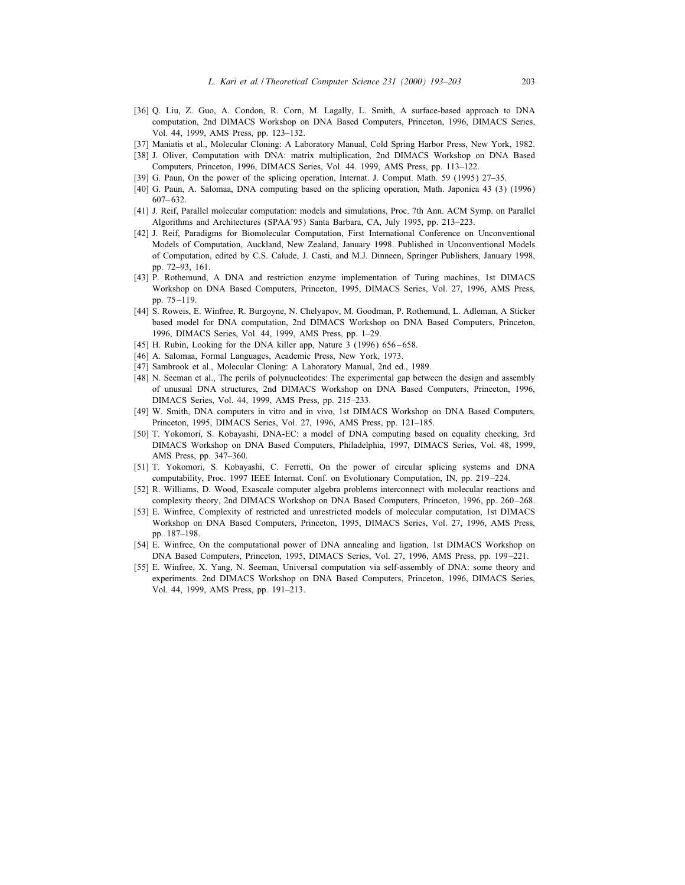[36] Q. Liu, Z. Guo, A. Condon, R. Corn, M. Lagally, L. Smith, A surface-based approach to DNA computation, 2nd DIMACS Workshop on DNA Based Computers, Princeton, 1996, DIMACS Series, Vol. 44, 1999, AMS Press, pp. 123–132.

[37] Maniatis et al., Molecular Cloning: A Laboratory Manual, Cold Spring Harbor Press, New York, 1982.

[38] J. Oliver, Computation with DNA: matrix multiplication, 2nd DIMACS Workshop on DNA Based Computers, Princeton, 1996, DIMACS Series, Vol. 44. 1999, AMS Press, pp. 113–122.

[39] G. Paun, On the power of the splicing operation, Internat. J. Comput. Math. 59 (1995) 27–35.

[40] G. Paun, A. Salomaa, DNA computing based on the splicing operation, Math. Japonica 43 (3) (1996) 607–632.

[41] J. Reif, Parallel molecular computation: models and simulations, Proc. 7th Ann. ACM Symp. on Parallel Algorithms and Architectures (SPAA'95) Santa Barbara, CA, July 1995, pp. 213–223.

[42] J. Reif, Paradigms for Biomolecular Computation, First International Conference on Unconventional Models of Computation, Auckland, New Zealand, January 1998. Published in Unconventional Models of Computation, edited by C.S. Calude, J. Casti, and M.J. Dinneen, Springer Publishers, January 1998, pp. 72–93, 161.

[43] P. Rothemund, A DNA and restriction enzyme implementation of Turing machines, 1st DIMACS Workshop on DNA Based Computers, Princeton, 1995, DIMACS Series, Vol. 27, 1996, AMS Press, pp. 75–119.

[44] S. Roweis, E. Winfree, R. Burgoyne, N. Chelyapov, M. Goodman, P. Rothemund, L. Adleman, A Sticker based model for DNA computation, 2nd DIMACS Workshop on DNA Based Computers, Princeton, 1996, DIMACS Series, Vol. 44, 1999, AMS Press, pp. 1–29.

[45] H. Rubin, Looking for the DNA killer app, Nature 3 (1996) 656–658.

[46] A. Salomaa, Formal Languages, Academic Press, New York, 1973.

[47] Sambrook et al., Molecular Cloning: A Laboratory Manual, 2nd ed., 1989.

[48] N. Seeman et al., The perils of polynucleotides: The experimental gap between the design and assembly of unusual DNA structures, 2nd DIMACS Workshop on DNA Based Computers, Princeton, 1996, DIMACS Series, Vol. 44, 1999, AMS Press, pp. 215–233.

[49] W. Smith, DNA computers in vitro and in vivo, 1st DIMACS Workshop on DNA Based Computers, Princeton, 1995, DIMACS Series, Vol. 27, 1996, AMS Press, pp. 121–185.

[50] T. Yokomori, S. Kobayashi, DNA-EC: a model of DNA computing based on equality checking, 3rd DIMACS Workshop on DNA Based Computers, Philadelphia, 1997, DIMACS Series, Vol. 48, 1999, AMS Press, pp. 347–360.

[51] T. Yokomori, S. Kobayashi, C. Ferretti, On the power of circular splicing systems and DNA computability, Proc. 1997 IEEE Internat. Conf. on Evolutionary Computation, IN, pp. 219–224.

[52] R. Williams, D. Wood, Exascale computer algebra problems interconnect with molecular reactions and complexity theory, 2nd DIMACS Workshop on DNA Based Computers, Princeton, 1996, pp. 260–268.

[53] E. Winfree, Complexity of restricted and unrestricted models of molecular computation, 1st DIMACS Workshop on DNA Based Computers, Princeton, 1995, DIMACS Series, Vol. 27, 1996, AMS Press, pp. 187–198.

[54] E. Winfree, On the computational power of DNA annealing and ligation, 1st DIMACS Workshop on DNA Based Computers, Princeton, 1995, DIMACS Series, Vol. 27, 1996, AMS Press, pp. 199–221.

[55] E. Winfree, X. Yang, N. Seeman, Universal computation via self-assembly of DNA: some theory and experiments. 2nd DIMACS Workshop on DNA Based Computers, Princeton, 1996, DIMACS Series, Vol. 44, 1999, AMS Press, pp. 191–213.